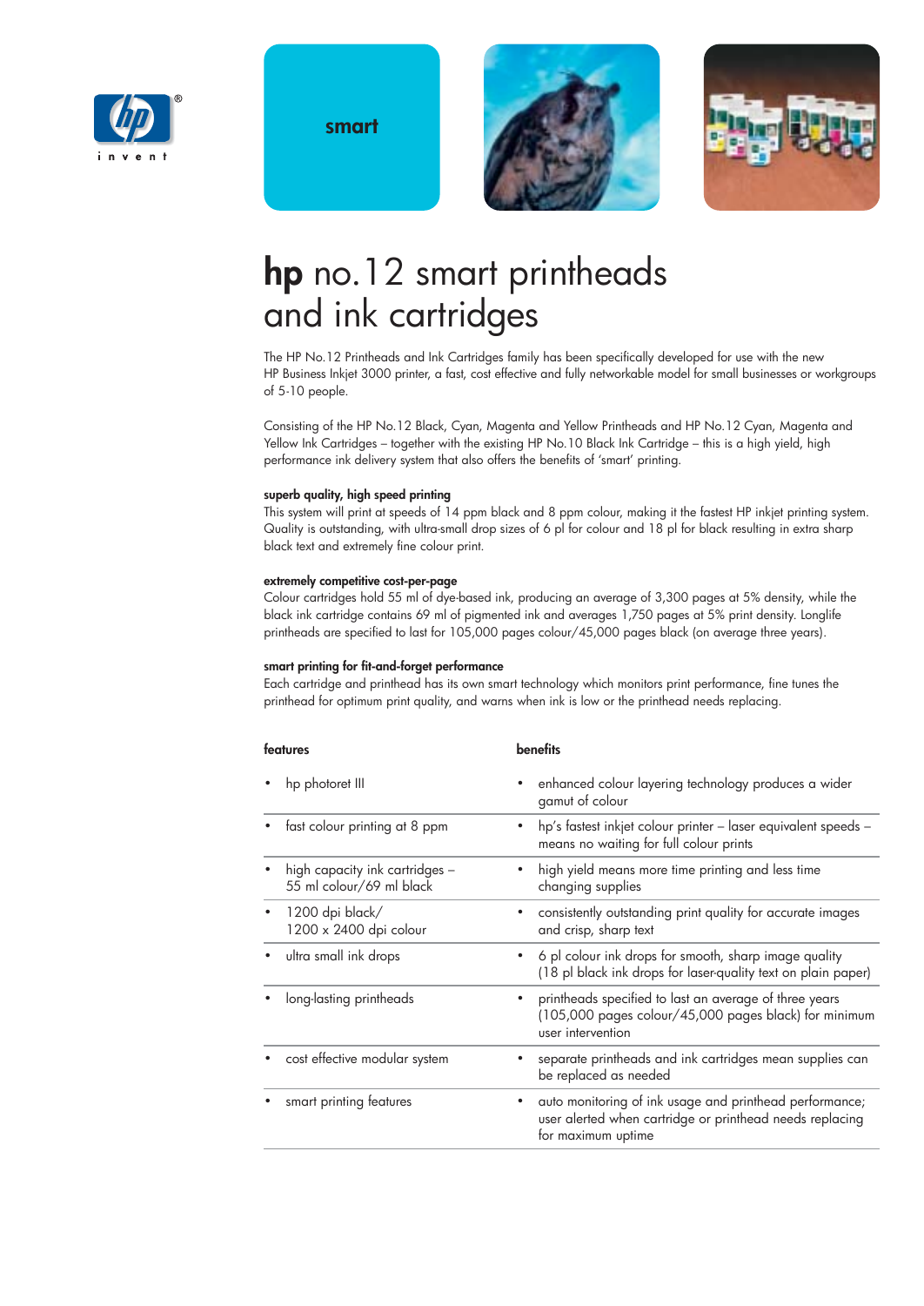smart

# **hp** no.12 smart printheads and ink cartridges

The HP No.12 Printheads and Ink Cartridges family has been specifically developed for use with the new HP Business Inkjet 3000 printer, a fast, cost effective and fully networkable model for small businesses or workgroups of 5-10 people.

Consisting of the HP No.12 Black, Cyan, Magenta and Yellow Printheads and HP No.12 Cyan, Magenta and Yellow Ink Cartridges – together with the existing HP No.10 Black Ink Cartridge – this is a high yield, high performance ink delivery system that also offers the benefits of 'smart' printing.

**superb quality, high speed printing**

This system will print at speeds of 14 ppm black and 8 ppm colour, making it the fastest HP inkjet printing system. Quality is outstanding, with ultra-small drop sizes of 6 pl for colour and 18 pl for black resulting in extra sharp black text and extremely fine colour print.

**extremely competitive cost-per-page**

Colour cartridges hold 55 ml of dye-based ink, producing an average of 3,300 pages at 5% density, while the black ink cartridge contains 69 ml of pigmented ink and averages 1,750 pages at 5% print density. Longlife printheads are specified to last for 105,000 pages colour/45,000 pages black (on average three years).

**smart printing for fit-and-forget performance**

Each cartridge and printhead has its own smart technology which monitors print performance, fine tunes the printhead for optimum print quality, and warns when ink is low or the printhead needs replacing.

| features | benefits |
|---|---|
| • hp photoret III | • enhanced colour layering technology produces a wider gamut of colour |
| • fast colour printing at 8 ppm | • hp's fastest inkjet colour printer – laser equivalent speeds – means no waiting for full colour prints |
| • high capacity ink cartridges – 55 ml colour/69 ml black | • high yield means more time printing and less time changing supplies |
| • 1200 dpi black/ 1200 x 2400 dpi colour | • consistently outstanding print quality for accurate images and crisp, sharp text |
| • ultra small ink drops | • 6 pl colour ink drops for smooth, sharp image quality (18 pl black ink drops for laser-quality text on plain paper) |
| • long-lasting printheads | • printheads specified to last an average of three years (105,000 pages colour/45,000 pages black) for minimum user intervention |
| • cost effective modular system | • separate printheads and ink cartridges mean supplies can be replaced as needed |
| • smart printing features | • auto monitoring of ink usage and printhead performance; user alerted when cartridge or printhead needs replacing for maximum uptime |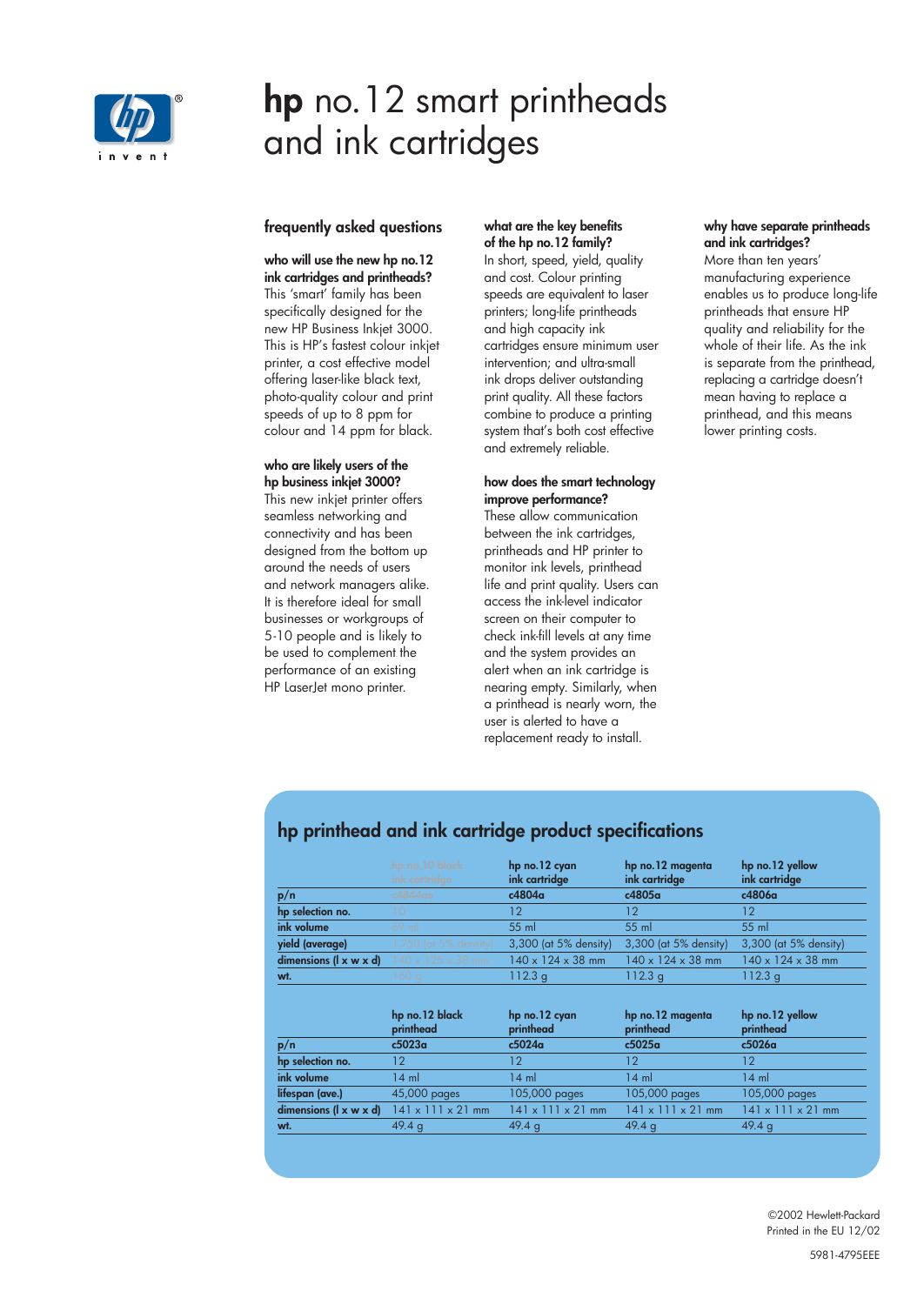# hp no.12 smart printheads and ink cartridges

## frequently asked questions

**who will use the new hp no.12 ink cartridges and printheads?**
This 'smart' family has been specifically designed for the new HP Business Inkjet 3000. This is HP's fastest colour inkjet printer, a cost effective model offering laser-like black text, photo-quality colour and print speeds of up to 8 ppm for colour and 14 ppm for black.

**who are likely users of the hp business inkjet 3000?**
This new inkjet printer offers seamless networking and connectivity and has been designed from the bottom up around the needs of users and network managers alike. It is therefore ideal for small businesses or workgroups of 5-10 people and is likely to be used to complement the performance of an existing HP LaserJet mono printer.

**what are the key benefits of the hp no.12 family?**
In short, speed, yield, quality and cost. Colour printing speeds are equivalent to laser printers; long-life printheads and high capacity ink cartridges ensure minimum user intervention; and ultra-small ink drops deliver outstanding print quality. All these factors combine to produce a printing system that's both cost effective and extremely reliable.

**how does the smart technology improve performance?**
These allow communication between the ink cartridges, printheads and HP printer to monitor ink levels, printhead life and print quality. Users can access the ink-level indicator screen on their computer to check ink-fill levels at any time and the system provides an alert when an ink cartridge is nearing empty. Similarly, when a printhead is nearly worn, the user is alerted to have a replacement ready to install.

**why have separate printheads and ink cartridges?**
More than ten years' manufacturing experience enables us to produce long-life printheads that ensure HP quality and reliability for the whole of their life. As the ink is separate from the printhead, replacing a cartridge doesn't mean having to replace a printhead, and this means lower printing costs.

## hp printhead and ink cartridge product specifications

| | hp no.10 black ink cartridge | hp no.12 cyan ink cartridge | hp no.12 magenta ink cartridge | hp no.12 yellow ink cartridge |
|---|---|---|---|---|
| **p/n** | c4844ae | c4804a | c4805a | c4806a |
| **hp selection no.** | 10 | 12 | 12 | 12 |
| **ink volume** | 69 ml | 55 ml | 55 ml | 55 ml |
| **yield (average)** | 1,750 (at 5% density) | 3,300 (at 5% density) | 3,300 (at 5% density) | 3,300 (at 5% density) |
| **dimensions (l x w x d)** | 141 x 116 x 38 mm | 140 x 124 x 38 mm | 140 x 124 x 38 mm | 140 x 124 x 38 mm |
| **wt.** | 144 g | 112.3 g | 112.3 g | 112.3 g |

| | hp no.12 black printhead | hp no.12 cyan printhead | hp no.12 magenta printhead | hp no.12 yellow printhead |
|---|---|---|---|---|
| **p/n** | c5023a | c5024a | c5025a | c5026a |
| **hp selection no.** | 12 | 12 | 12 | 12 |
| **ink volume** | 14 ml | 14 ml | 14 ml | 14 ml |
| **lifespan (ave.)** | 45,000 pages | 105,000 pages | 105,000 pages | 105,000 pages |
| **dimensions (l x w x d)** | 141 x 111 x 21 mm | 141 x 111 x 21 mm | 141 x 111 x 21 mm | 141 x 111 x 21 mm |
| **wt.** | 49.4 g | 49.4 g | 49.4 g | 49.4 g |

©2002 Hewlett-Packard
Printed in the EU 12/02

5981-4795EEE